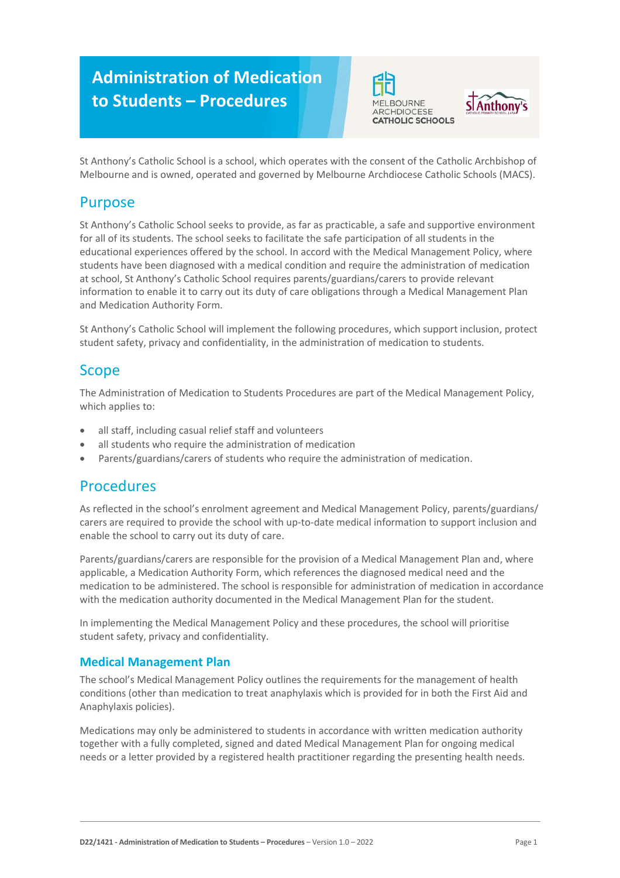# Administration of Medication to Students – Procedures

St Anthony's Catholic School is a school, which operates with the consent of the Catholic Archbishop of Melbourne and is owned, operated and governed by Melbourne Archdiocese Catholic Schools (MACS).

## Purpose

St Anthony's Catholic School seeks to provide, as far as practicable, a safe and supportive environment for all of its students. The school seeks to facilitate the safe participation of all students in the educational experiences offered by the school. In accord with the Medical Management Policy, where students have been diagnosed with a medical condition and require the administration of medication at school, St Anthony's Catholic School requires parents/guardians/carers to provide relevant information to enable it to carry out its duty of care obligations through a Medical Management Plan and Medication Authority Form.

St Anthony's Catholic School will implement the following procedures, which support inclusion, protect student safety, privacy and confidentiality, in the administration of medication to students.

## Scope

The Administration of Medication to Students Procedures are part of the Medical Management Policy, which applies to:

- all staff, including casual relief staff and volunteers
- all students who require the administration of medication
- Parents/guardians/carers of students who require the administration of medication.

## Procedures

As reflected in the school's enrolment agreement and Medical Management Policy, parents/guardians/carers are required to provide the school with up-to-date medical information to support inclusion and enable the school to carry out its duty of care.

Parents/guardians/carers are responsible for the provision of a Medical Management Plan and, where applicable, a Medication Authority Form, which references the diagnosed medical need and the medication to be administered. The school is responsible for administration of medication in accordance with the medication authority documented in the Medical Management Plan for the student.

In implementing the Medical Management Policy and these procedures, the school will prioritise student safety, privacy and confidentiality.

### Medical Management Plan

The school's Medical Management Policy outlines the requirements for the management of health conditions (other than medication to treat anaphylaxis which is provided for in both the First Aid and Anaphylaxis policies).

Medications may only be administered to students in accordance with written medication authority together with a fully completed, signed and dated Medical Management Plan for ongoing medical needs or a letter provided by a registered health practitioner regarding the presenting health needs.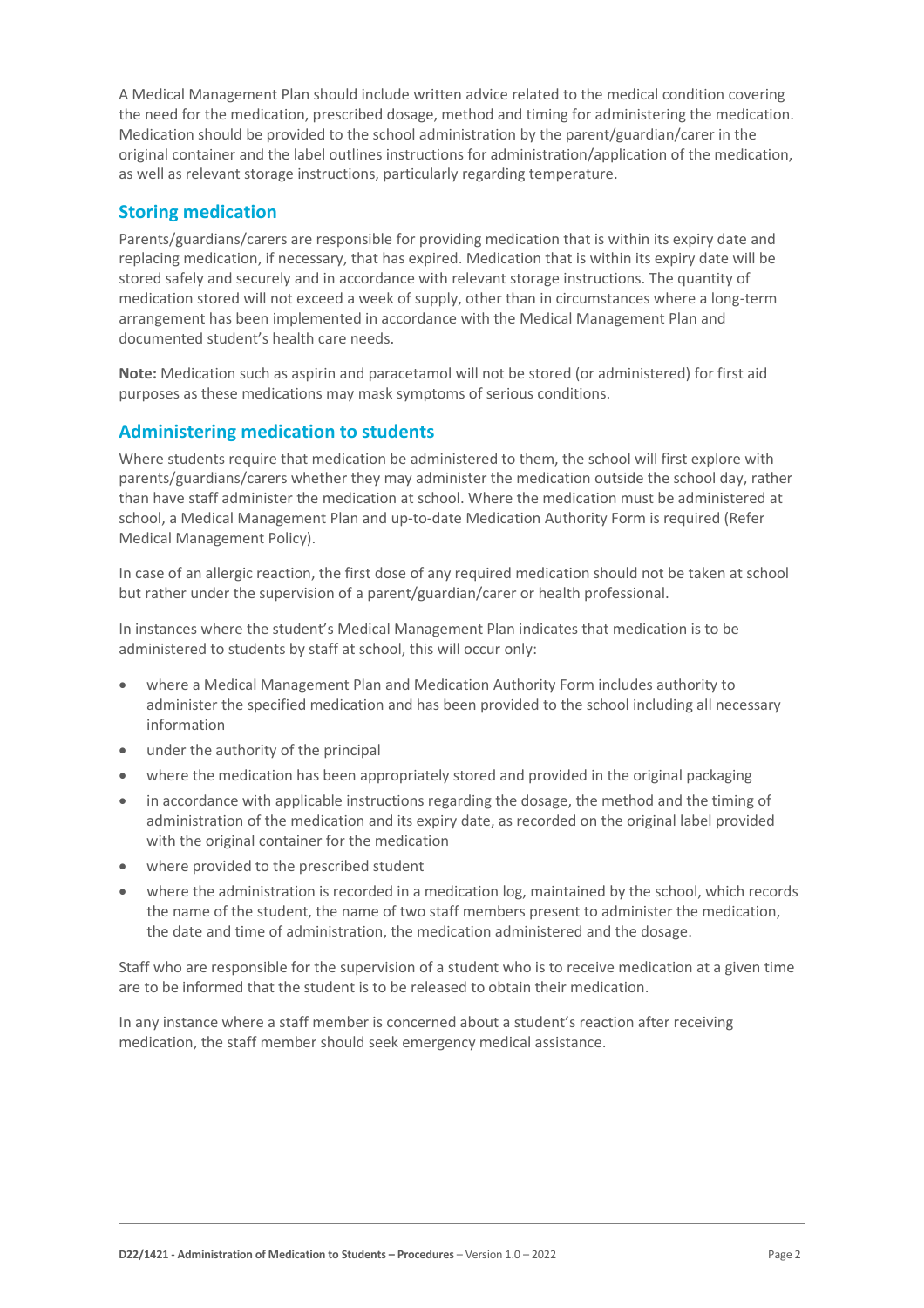A Medical Management Plan should include written advice related to the medical condition covering the need for the medication, prescribed dosage, method and timing for administering the medication. Medication should be provided to the school administration by the parent/guardian/carer in the original container and the label outlines instructions for administration/application of the medication, as well as relevant storage instructions, particularly regarding temperature.

## Storing medication

Parents/guardians/carers are responsible for providing medication that is within its expiry date and replacing medication, if necessary, that has expired. Medication that is within its expiry date will be stored safely and securely and in accordance with relevant storage instructions. The quantity of medication stored will not exceed a week of supply, other than in circumstances where a long-term arrangement has been implemented in accordance with the Medical Management Plan and documented student's health care needs.

**Note:** Medication such as aspirin and paracetamol will not be stored (or administered) for first aid purposes as these medications may mask symptoms of serious conditions.

## Administering medication to students

Where students require that medication be administered to them, the school will first explore with parents/guardians/carers whether they may administer the medication outside the school day, rather than have staff administer the medication at school. Where the medication must be administered at school, a Medical Management Plan and up-to-date Medication Authority Form is required (Refer Medical Management Policy).

In case of an allergic reaction, the first dose of any required medication should not be taken at school but rather under the supervision of a parent/guardian/carer or health professional.

In instances where the student's Medical Management Plan indicates that medication is to be administered to students by staff at school, this will occur only:

- where a Medical Management Plan and Medication Authority Form includes authority to administer the specified medication and has been provided to the school including all necessary information
- under the authority of the principal
- where the medication has been appropriately stored and provided in the original packaging
- in accordance with applicable instructions regarding the dosage, the method and the timing of administration of the medication and its expiry date, as recorded on the original label provided with the original container for the medication
- where provided to the prescribed student
- where the administration is recorded in a medication log, maintained by the school, which records the name of the student, the name of two staff members present to administer the medication, the date and time of administration, the medication administered and the dosage.

Staff who are responsible for the supervision of a student who is to receive medication at a given time are to be informed that the student is to be released to obtain their medication.

In any instance where a staff member is concerned about a student's reaction after receiving medication, the staff member should seek emergency medical assistance.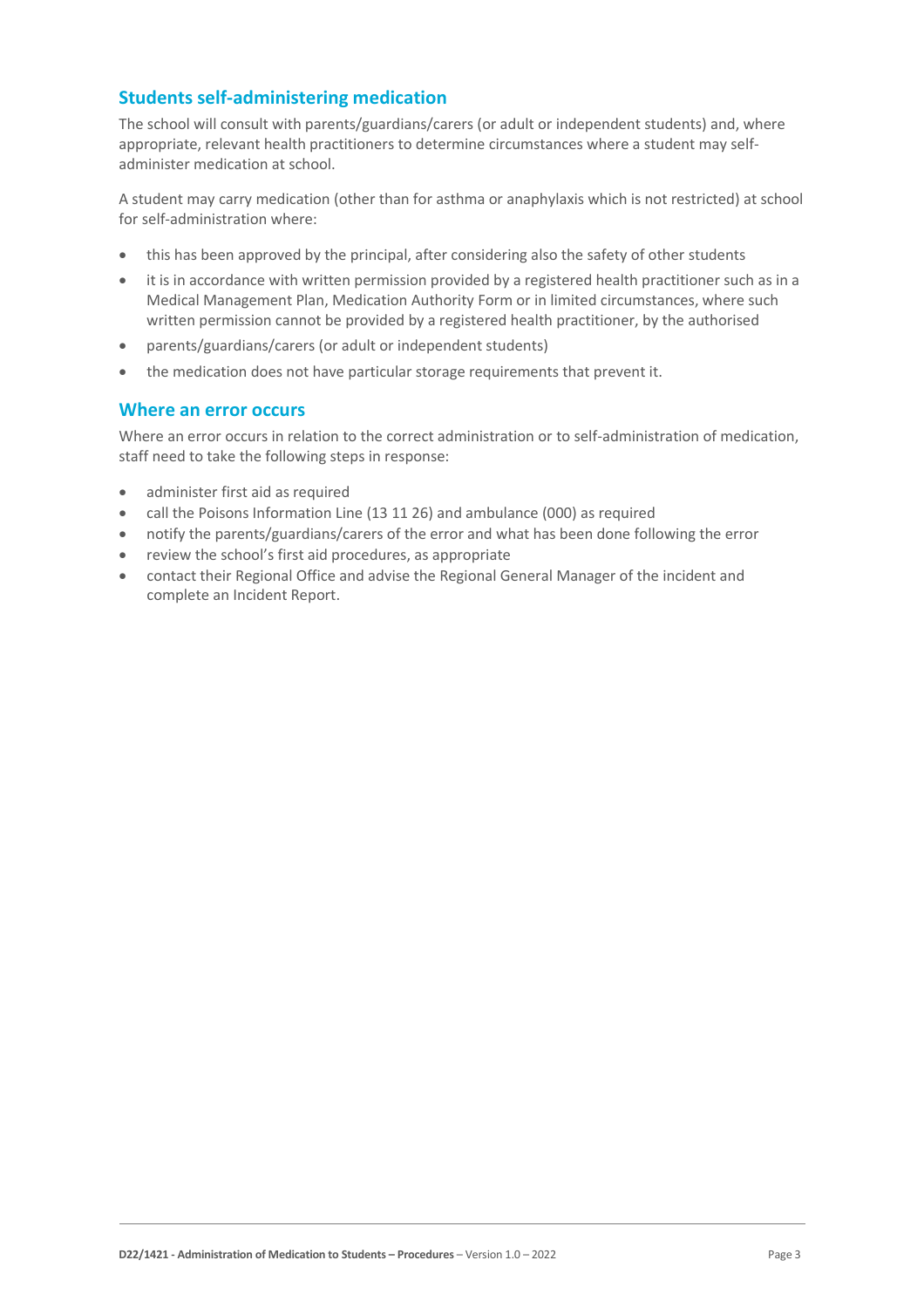## Students self-administering medication

The school will consult with parents/guardians/carers (or adult or independent students) and, where appropriate, relevant health practitioners to determine circumstances where a student may self-administer medication at school.

A student may carry medication (other than for asthma or anaphylaxis which is not restricted) at school for self-administration where:

- this has been approved by the principal, after considering also the safety of other students
- it is in accordance with written permission provided by a registered health practitioner such as in a Medical Management Plan, Medication Authority Form or in limited circumstances, where such written permission cannot be provided by a registered health practitioner, by the authorised
- parents/guardians/carers (or adult or independent students)
- the medication does not have particular storage requirements that prevent it.

## Where an error occurs

Where an error occurs in relation to the correct administration or to self-administration of medication, staff need to take the following steps in response:

- administer first aid as required
- call the Poisons Information Line (13 11 26) and ambulance (000) as required
- notify the parents/guardians/carers of the error and what has been done following the error
- review the school's first aid procedures, as appropriate
- contact their Regional Office and advise the Regional General Manager of the incident and complete an Incident Report.